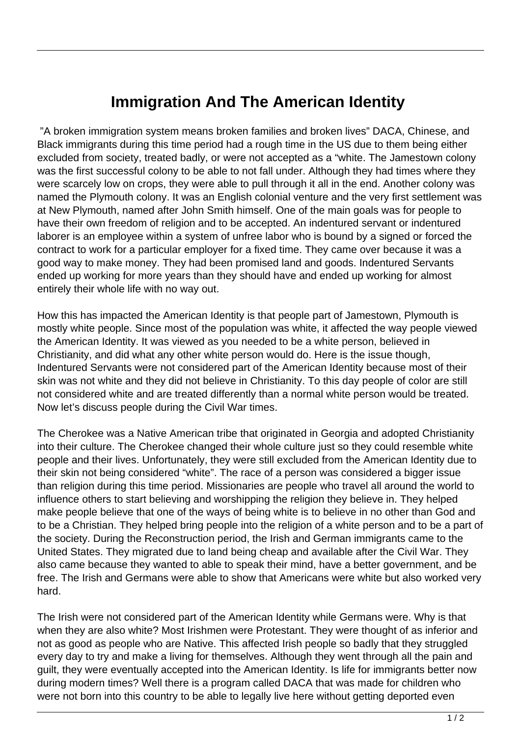# Immigration And The American Identity

"A broken immigration system means broken families and broken lives" DACA, Chinese, and Black immigrants during this time period had a rough time in the US due to them being either excluded from society, treated badly, or were not accepted as a "white. The Jamestown colony was the first successful colony to be able to not fall under. Although they had times where they were scarcely low on crops, they were able to pull through it all in the end. Another colony was named the Plymouth colony. It was an English colonial venture and the very first settlement was at New Plymouth, named after John Smith himself. One of the main goals was for people to have their own freedom of religion and to be accepted. An indentured servant or indentured laborer is an employee within a system of unfree labor who is bound by a signed or forced the contract to work for a particular employer for a fixed time. They came over because it was a good way to make money. They had been promised land and goods. Indentured Servants ended up working for more years than they should have and ended up working for almost entirely their whole life with no way out.

How this has impacted the American Identity is that people part of Jamestown, Plymouth is mostly white people. Since most of the population was white, it affected the way people viewed the American Identity. It was viewed as you needed to be a white person, believed in Christianity, and did what any other white person would do. Here is the issue though, Indentured Servants were not considered part of the American Identity because most of their skin was not white and they did not believe in Christianity. To this day people of color are still not considered white and are treated differently than a normal white person would be treated. Now let's discuss people during the Civil War times.

The Cherokee was a Native American tribe that originated in Georgia and adopted Christianity into their culture. The Cherokee changed their whole culture just so they could resemble white people and their lives. Unfortunately, they were still excluded from the American Identity due to their skin not being considered "white". The race of a person was considered a bigger issue than religion during this time period. Missionaries are people who travel all around the world to influence others to start believing and worshipping the religion they believe in. They helped make people believe that one of the ways of being white is to believe in no other than God and to be a Christian. They helped bring people into the religion of a white person and to be a part of the society. During the Reconstruction period, the Irish and German immigrants came to the United States. They migrated due to land being cheap and available after the Civil War. They also came because they wanted to able to speak their mind, have a better government, and be free. The Irish and Germans were able to show that Americans were white but also worked very hard.

The Irish were not considered part of the American Identity while Germans were. Why is that when they are also white? Most Irishmen were Protestant. They were thought of as inferior and not as good as people who are Native. This affected Irish people so badly that they struggled every day to try and make a living for themselves. Although they went through all the pain and guilt, they were eventually accepted into the American Identity. Is life for immigrants better now during modern times? Well there is a program called DACA that was made for children who were not born into this country to be able to legally live here without getting deported even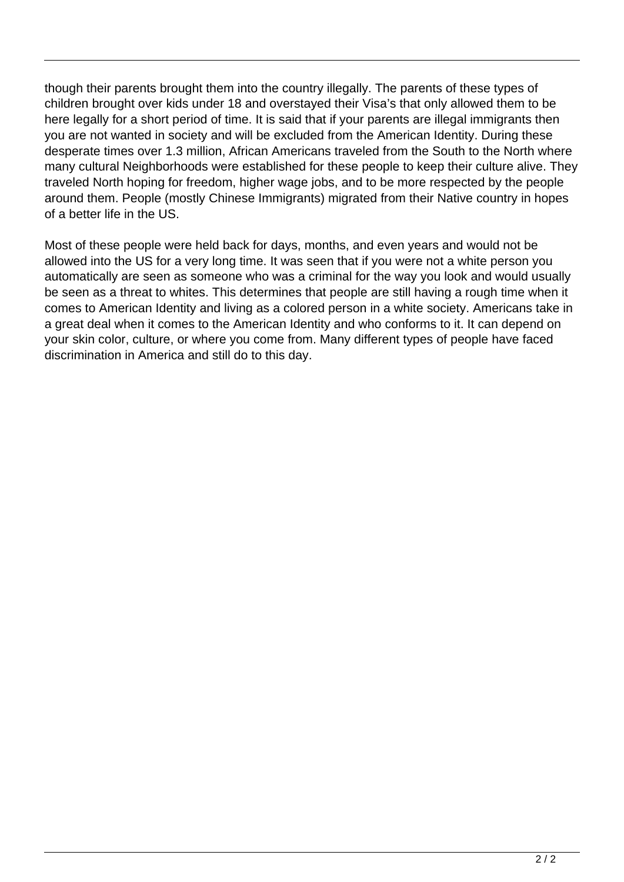though their parents brought them into the country illegally. The parents of these types of children brought over kids under 18 and overstayed their Visa's that only allowed them to be here legally for a short period of time. It is said that if your parents are illegal immigrants then you are not wanted in society and will be excluded from the American Identity. During these desperate times over 1.3 million, African Americans traveled from the South to the North where many cultural Neighborhoods were established for these people to keep their culture alive. They traveled North hoping for freedom, higher wage jobs, and to be more respected by the people around them. People (mostly Chinese Immigrants) migrated from their Native country in hopes of a better life in the US.

Most of these people were held back for days, months, and even years and would not be allowed into the US for a very long time. It was seen that if you were not a white person you automatically are seen as someone who was a criminal for the way you look and would usually be seen as a threat to whites. This determines that people are still having a rough time when it comes to American Identity and living as a colored person in a white society. Americans take in a great deal when it comes to the American Identity and who conforms to it. It can depend on your skin color, culture, or where you come from. Many different types of people have faced discrimination in America and still do to this day.